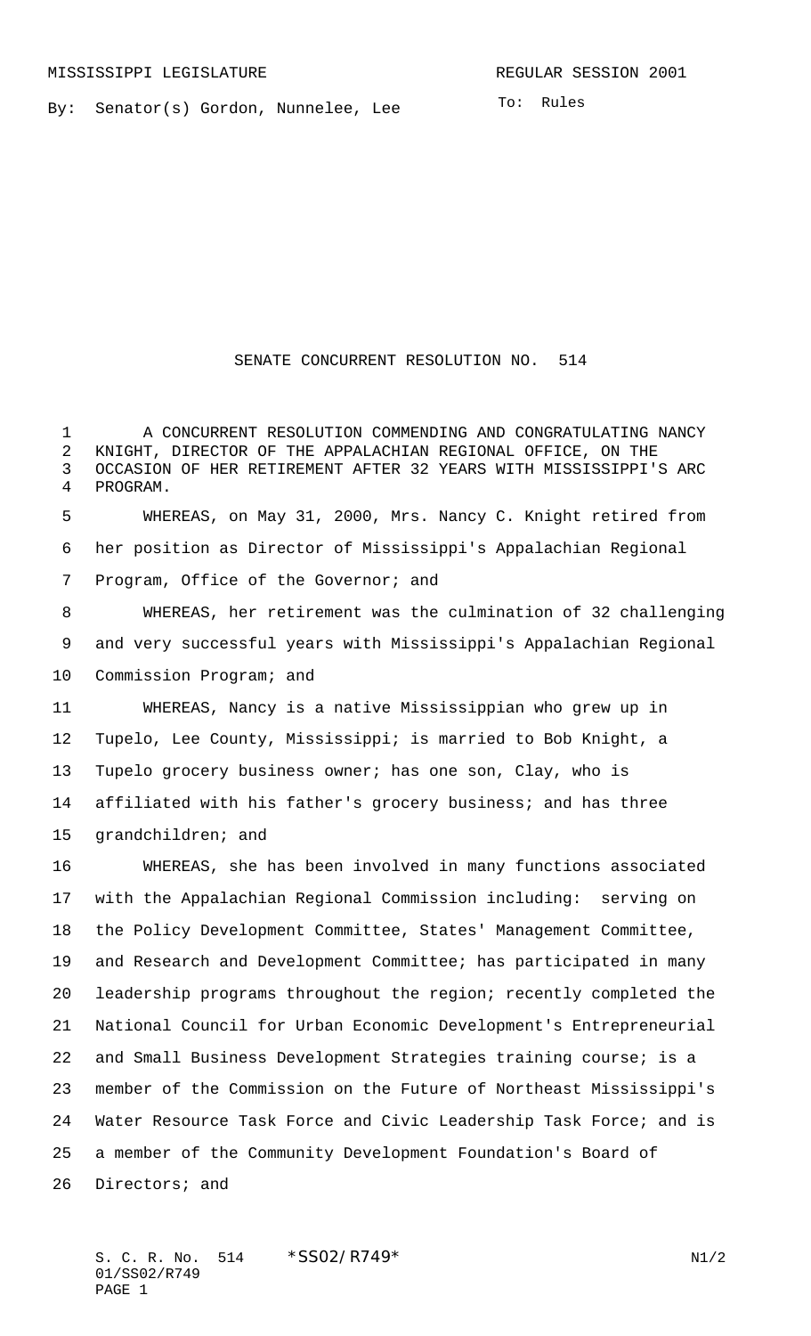MISSISSIPPI LEGISLATURE REGULAR SESSION 2001

By: Senator(s) Gordon, Nunnelee, Lee

To: Rules

# SENATE CONCURRENT RESOLUTION NO. 514

A CONCURRENT RESOLUTION COMMENDING AND CONGRATULATING NANCY KNIGHT, DIRECTOR OF THE APPALACHIAN REGIONAL OFFICE, ON THE OCCASION OF HER RETIREMENT AFTER 32 YEARS WITH MISSISSIPPI'S ARC PROGRAM.

WHEREAS, on May 31, 2000, Mrs. Nancy C. Knight retired from her position as Director of Mississippi's Appalachian Regional Program, Office of the Governor; and

WHEREAS, her retirement was the culmination of 32 challenging and very successful years with Mississippi's Appalachian Regional Commission Program; and

WHEREAS, Nancy is a native Mississippian who grew up in Tupelo, Lee County, Mississippi; is married to Bob Knight, a Tupelo grocery business owner; has one son, Clay, who is affiliated with his father's grocery business; and has three grandchildren; and

WHEREAS, she has been involved in many functions associated with the Appalachian Regional Commission including: serving on the Policy Development Committee, States' Management Committee, and Research and Development Committee; has participated in many leadership programs throughout the region; recently completed the National Council for Urban Economic Development's Entrepreneurial and Small Business Development Strategies training course; is a member of the Commission on the Future of Northeast Mississippi's Water Resource Task Force and Civic Leadership Task Force; and is a member of the Community Development Foundation's Board of Directors; and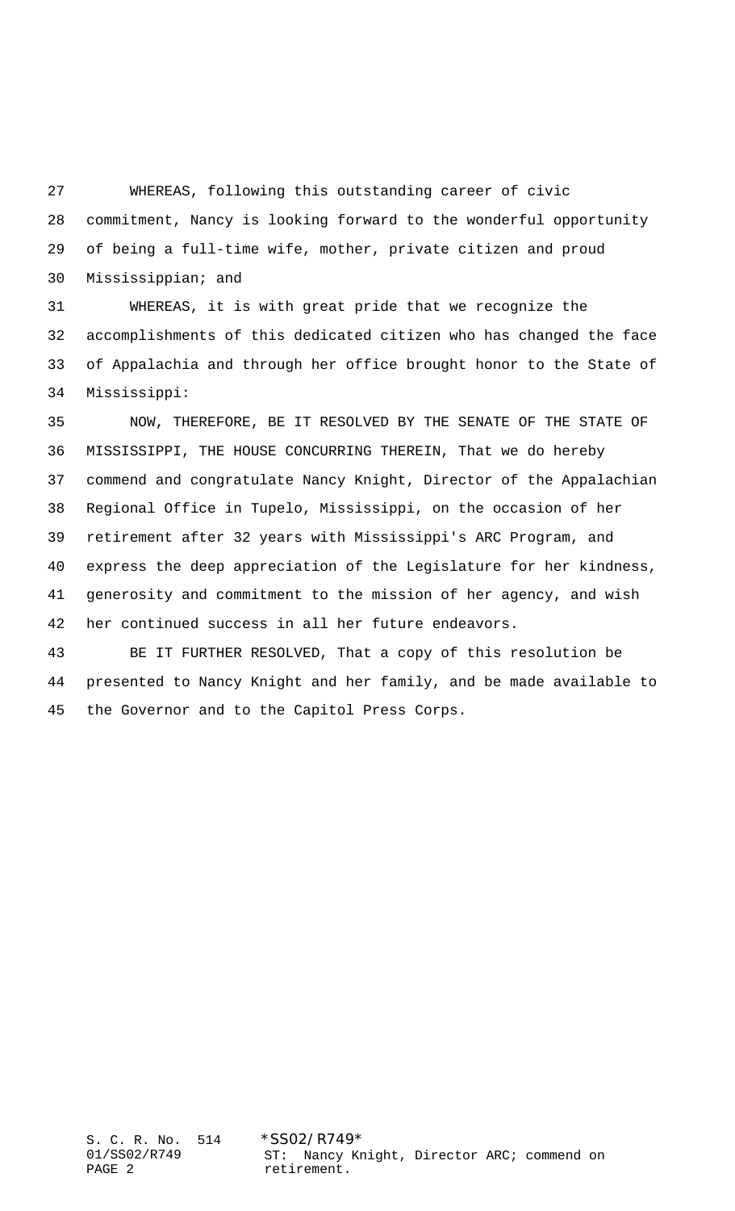WHEREAS, following this outstanding career of civic commitment, Nancy is looking forward to the wonderful opportunity of being a full-time wife, mother, private citizen and proud Mississippian; and

WHEREAS, it is with great pride that we recognize the accomplishments of this dedicated citizen who has changed the face of Appalachia and through her office brought honor to the State of Mississippi:

NOW, THEREFORE, BE IT RESOLVED BY THE SENATE OF THE STATE OF MISSISSIPPI, THE HOUSE CONCURRING THEREIN, That we do hereby commend and congratulate Nancy Knight, Director of the Appalachian Regional Office in Tupelo, Mississippi, on the occasion of her retirement after 32 years with Mississippi's ARC Program, and express the deep appreciation of the Legislature for her kindness, generosity and commitment to the mission of her agency, and wish her continued success in all her future endeavors.

BE IT FURTHER RESOLVED, That a copy of this resolution be presented to Nancy Knight and her family, and be made available to the Governor and to the Capitol Press Corps.